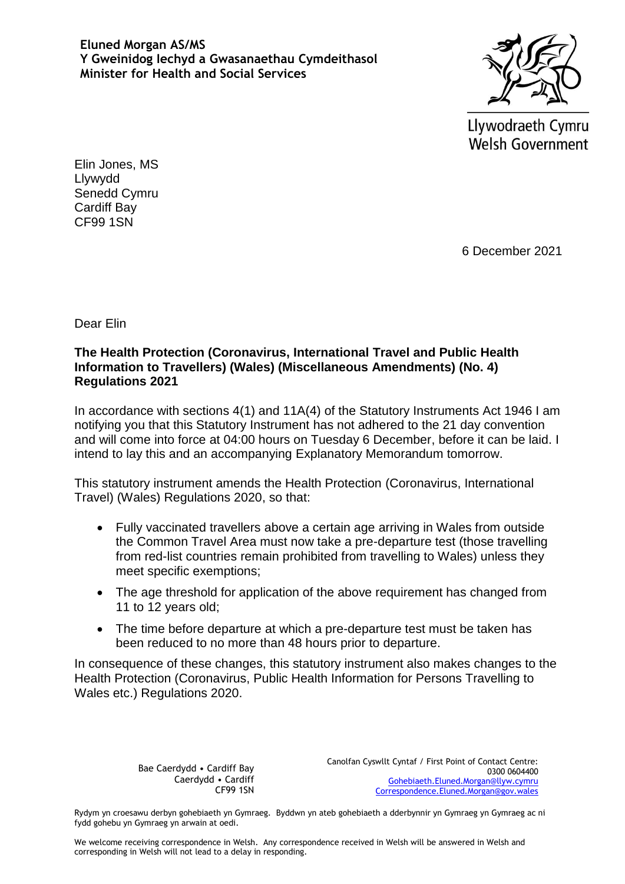**Eluned Morgan AS/MS**
**Y Gweinidog Iechyd a Gwasanaethau Cymdeithasol**
**Minister for Health and Social Services**

Llywodraeth Cymru
Welsh Government

Elin Jones, MS
Llywydd
Senedd Cymru
Cardiff Bay
CF99 1SN

6 December 2021

Dear Elin

**The Health Protection (Coronavirus, International Travel and Public Health Information to Travellers) (Wales) (Miscellaneous Amendments) (No. 4) Regulations 2021**

In accordance with sections 4(1) and 11A(4) of the Statutory Instruments Act 1946 I am notifying you that this Statutory Instrument has not adhered to the 21 day convention and will come into force at 04:00 hours on Tuesday 6 December, before it can be laid. I intend to lay this and an accompanying Explanatory Memorandum tomorrow.

This statutory instrument amends the Health Protection (Coronavirus, International Travel) (Wales) Regulations 2020, so that:

- Fully vaccinated travellers above a certain age arriving in Wales from outside the Common Travel Area must now take a pre-departure test (those travelling from red-list countries remain prohibited from travelling to Wales) unless they meet specific exemptions;
- The age threshold for application of the above requirement has changed from 11 to 12 years old;
- The time before departure at which a pre-departure test must be taken has been reduced to no more than 48 hours prior to departure.

In consequence of these changes, this statutory instrument also makes changes to the Health Protection (Coronavirus, Public Health Information for Persons Travelling to Wales etc.) Regulations 2020.

Bae Caerdydd • Cardiff Bay
Caerdydd • Cardiff
CF99 1SN

Canolfan Cyswllt Cyntaf / First Point of Contact Centre:
0300 0604400
Gohebiaeth.Eluned.Morgan@llyw.cymru
Correspondence.Eluned.Morgan@gov.wales

Rydym yn croesawu derbyn gohebiaeth yn Gymraeg. Byddwn yn ateb gohebiaeth a dderbynnir yn Gymraeg yn Gymraeg ac ni fydd gohebu yn Gymraeg yn arwain at oedi.

We welcome receiving correspondence in Welsh. Any correspondence received in Welsh will be answered in Welsh and corresponding in Welsh will not lead to a delay in responding.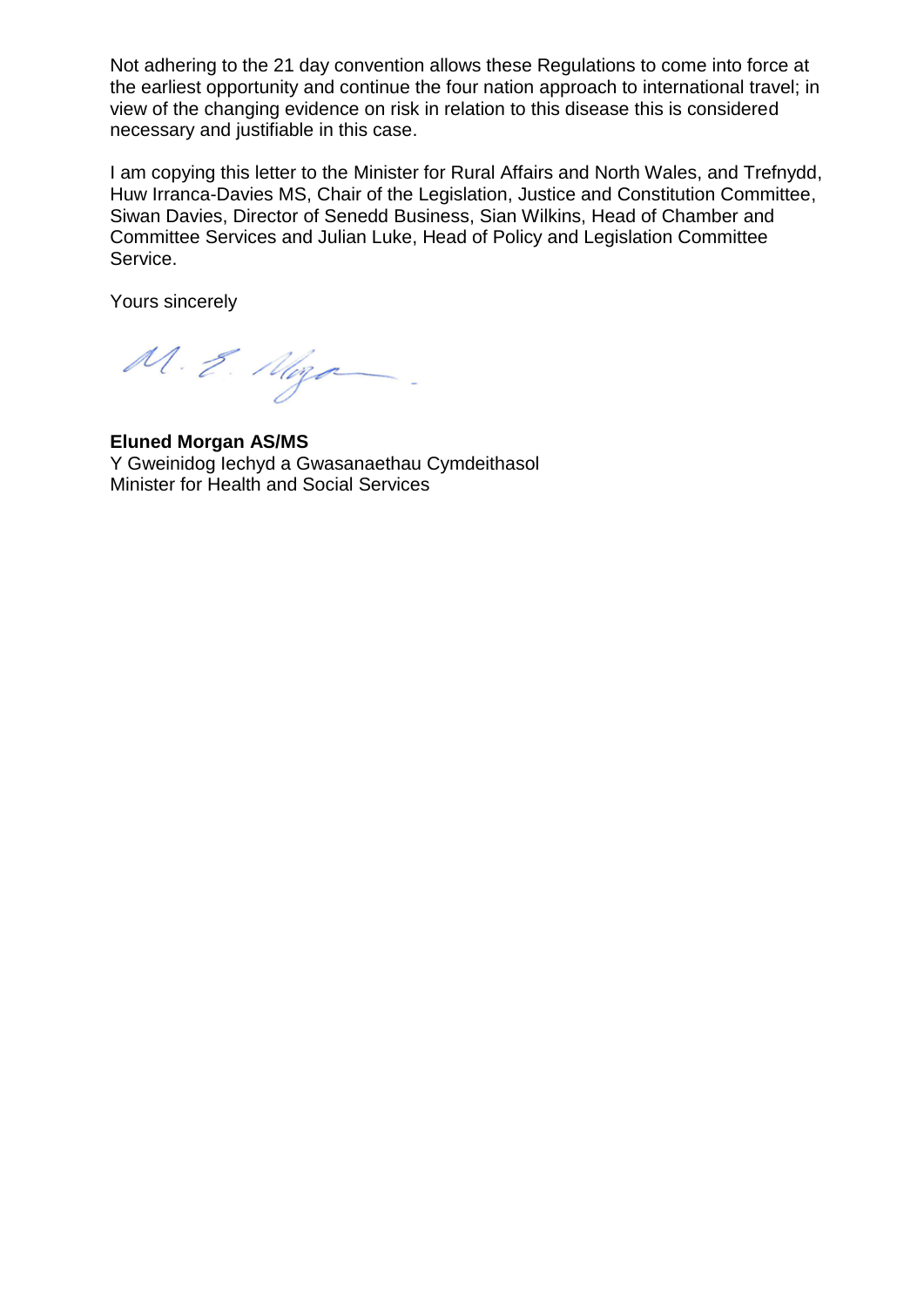Not adhering to the 21 day convention allows these Regulations to come into force at the earliest opportunity and continue the four nation approach to international travel; in view of the changing evidence on risk in relation to this disease this is considered necessary and justifiable in this case.

I am copying this letter to the Minister for Rural Affairs and North Wales, and Trefnydd, Huw Irranca-Davies MS, Chair of the Legislation, Justice and Constitution Committee, Siwan Davies, Director of Senedd Business, Sian Wilkins, Head of Chamber and Committee Services and Julian Luke, Head of Policy and Legislation Committee Service.

Yours sincerely

**Eluned Morgan AS/MS**
Y Gweinidog Iechyd a Gwasanaethau Cymdeithasol
Minister for Health and Social Services